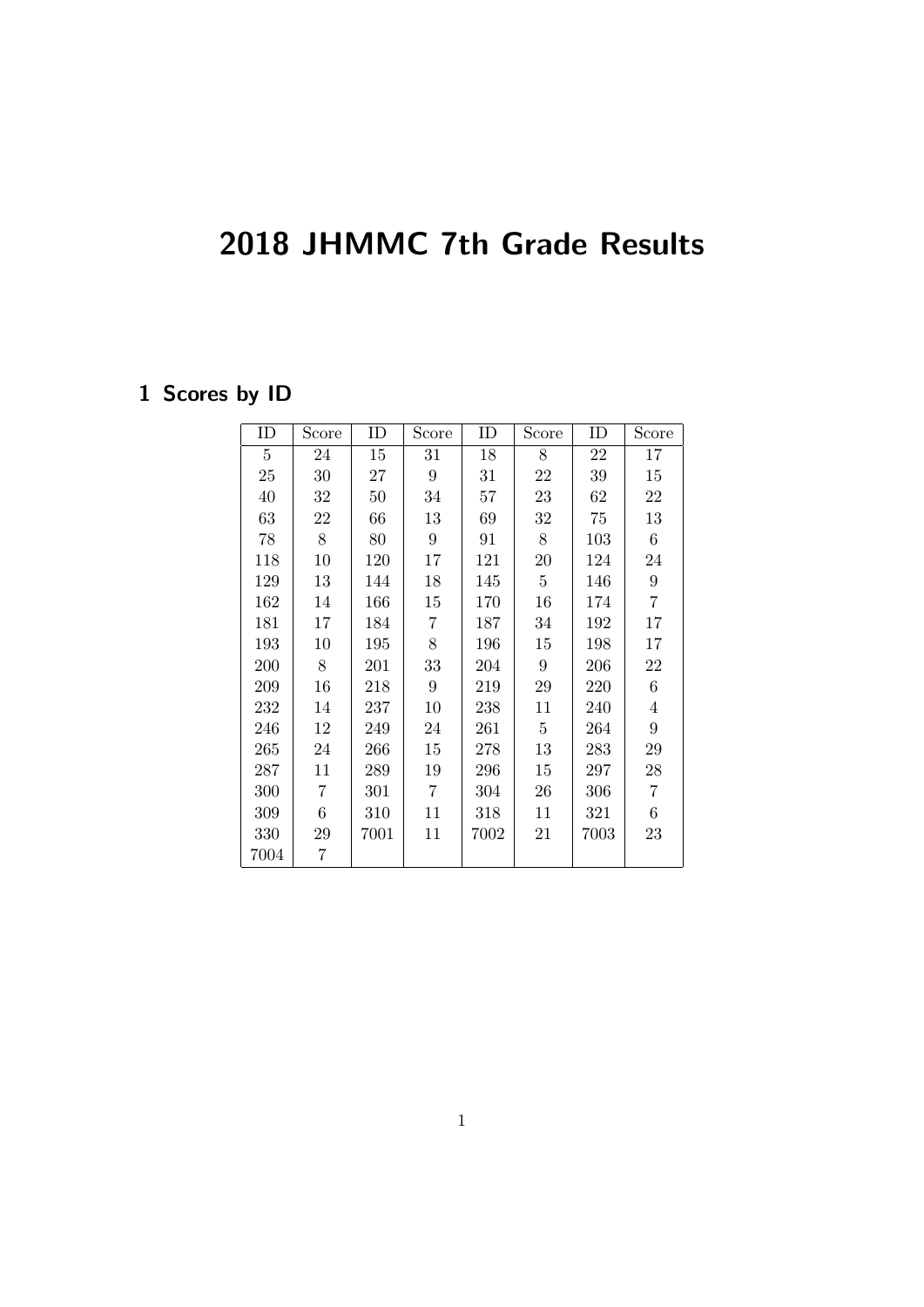# 2018 JHMMC 7th Grade Results

## 1 Scores by ID

| ID | Score | ID | Score | ID | Score | ID | Score |
|---|---|---|---|---|---|---|---|
| 5 | 24 | 15 | 31 | 18 | 8 | 22 | 17 |
| 25 | 30 | 27 | 9 | 31 | 22 | 39 | 15 |
| 40 | 32 | 50 | 34 | 57 | 23 | 62 | 22 |
| 63 | 22 | 66 | 13 | 69 | 32 | 75 | 13 |
| 78 | 8 | 80 | 9 | 91 | 8 | 103 | 6 |
| 118 | 10 | 120 | 17 | 121 | 20 | 124 | 24 |
| 129 | 13 | 144 | 18 | 145 | 5 | 146 | 9 |
| 162 | 14 | 166 | 15 | 170 | 16 | 174 | 7 |
| 181 | 17 | 184 | 7 | 187 | 34 | 192 | 17 |
| 193 | 10 | 195 | 8 | 196 | 15 | 198 | 17 |
| 200 | 8 | 201 | 33 | 204 | 9 | 206 | 22 |
| 209 | 16 | 218 | 9 | 219 | 29 | 220 | 6 |
| 232 | 14 | 237 | 10 | 238 | 11 | 240 | 4 |
| 246 | 12 | 249 | 24 | 261 | 5 | 264 | 9 |
| 265 | 24 | 266 | 15 | 278 | 13 | 283 | 29 |
| 287 | 11 | 289 | 19 | 296 | 15 | 297 | 28 |
| 300 | 7 | 301 | 7 | 304 | 26 | 306 | 7 |
| 309 | 6 | 310 | 11 | 318 | 11 | 321 | 6 |
| 330 | 29 | 7001 | 11 | 7002 | 21 | 7003 | 23 |
| 7004 | 7 | | | | | | |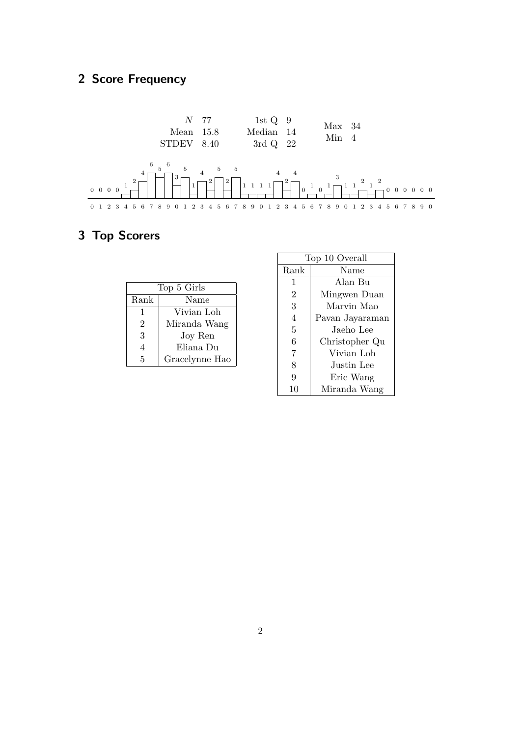## 2 Score Frequency

$N$ 77
Mean 15.8
STDEV 8.40

1st Q 9
Median 14
3rd Q 22

Max 34
Min 4

0 0 0 0 1 2 4 6 5 6 3 5 1 4 2 5 2 5 1 1 1 1 4 2 4 0 1 0 1 3 1 1 2 1 2 0 0 0 0 0 0

0 1 2 3 4 5 6 7 8 9 0 1 2 3 4 5 6 7 8 9 0 1 2 3 4 5 6 7 8 9 0 1 2 3 4 5 6 7 8 9 0

## 3 Top Scorers

| Top 5 Girls | |
|---|---|
| Rank | Name |
| 1 | Vivian Loh |
| 2 | Miranda Wang |
| 3 | Joy Ren |
| 4 | Eliana Du |
| 5 | Gracelynne Hao |

| Top 10 Overall | |
|---|---|
| Rank | Name |
| 1 | Alan Bu |
| 2 | Mingwen Duan |
| 3 | Marvin Mao |
| 4 | Pavan Jayaraman |
| 5 | Jaeho Lee |
| 6 | Christopher Qu |
| 7 | Vivian Loh |
| 8 | Justin Lee |
| 9 | Eric Wang |
| 10 | Miranda Wang |